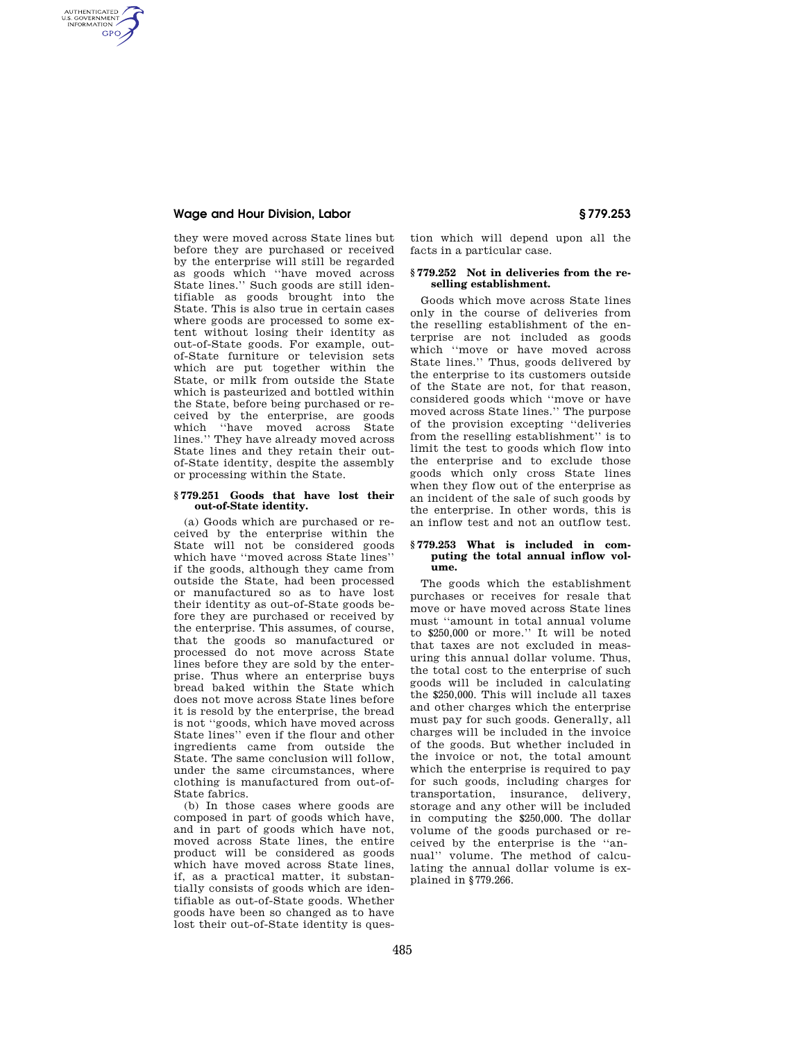they were moved across State lines but before they are purchased or received by the enterprise will still be regarded as goods which "have moved across State lines." Such goods are still identifiable as goods brought into the State. This is also true in certain cases where goods are processed to some extent without losing their identity as out-of-State goods. For example, out-of-State furniture or television sets which are put together within the State, or milk from outside the State which is pasteurized and bottled within the State, before being purchased or received by the enterprise, are goods which "have moved across State lines." They have already moved across State lines and they retain their out-of-State identity, despite the assembly or processing within the State.

### § 779.251 Goods that have lost their out-of-State identity.

(a) Goods which are purchased or received by the enterprise within the State will not be considered goods which have "moved across State lines" if the goods, although they came from outside the State, had been processed or manufactured so as to have lost their identity as out-of-State goods before they are purchased or received by the enterprise. This assumes, of course, that the goods so manufactured or processed do not move across State lines before they are sold by the enterprise. Thus where an enterprise buys bread baked within the State which does not move across State lines before it is resold by the enterprise, the bread is not "goods, which have moved across State lines" even if the flour and other ingredients came from outside the State. The same conclusion will follow, under the same circumstances, where clothing is manufactured from out-of-State fabrics.

(b) In those cases where goods are composed in part of goods which have, and in part of goods which have not, moved across State lines, the entire product will be considered as goods which have moved across State lines, if, as a practical matter, it substantially consists of goods which are identifiable as out-of-State goods. Whether goods have been so changed as to have lost their out-of-State identity is question which will depend upon all the facts in a particular case.

### § 779.252 Not in deliveries from the reselling establishment.

Goods which move across State lines only in the course of deliveries from the reselling establishment of the enterprise are not included as goods which "move or have moved across State lines." Thus, goods delivered by the enterprise to its customers outside of the State are not, for that reason, considered goods which "move or have moved across State lines." The purpose of the provision excepting "deliveries from the reselling establishment" is to limit the test to goods which flow into the enterprise and to exclude those goods which only cross State lines when they flow out of the enterprise as an incident of the sale of such goods by the enterprise. In other words, this is an inflow test and not an outflow test.

### § 779.253 What is included in computing the total annual inflow volume.

The goods which the establishment purchases or receives for resale that move or have moved across State lines must "amount in total annual volume to $250,000 or more." It will be noted that taxes are not excluded in measuring this annual dollar volume. Thus, the total cost to the enterprise of such goods will be included in calculating the $250,000. This will include all taxes and other charges which the enterprise must pay for such goods. Generally, all charges will be included in the invoice of the goods. But whether included in the invoice or not, the total amount which the enterprise is required to pay for such goods, including charges for transportation, insurance, delivery, storage and any other will be included in computing the $250,000. The dollar volume of the goods purchased or received by the enterprise is the "annual" volume. The method of calculating the annual dollar volume is explained in § 779.266.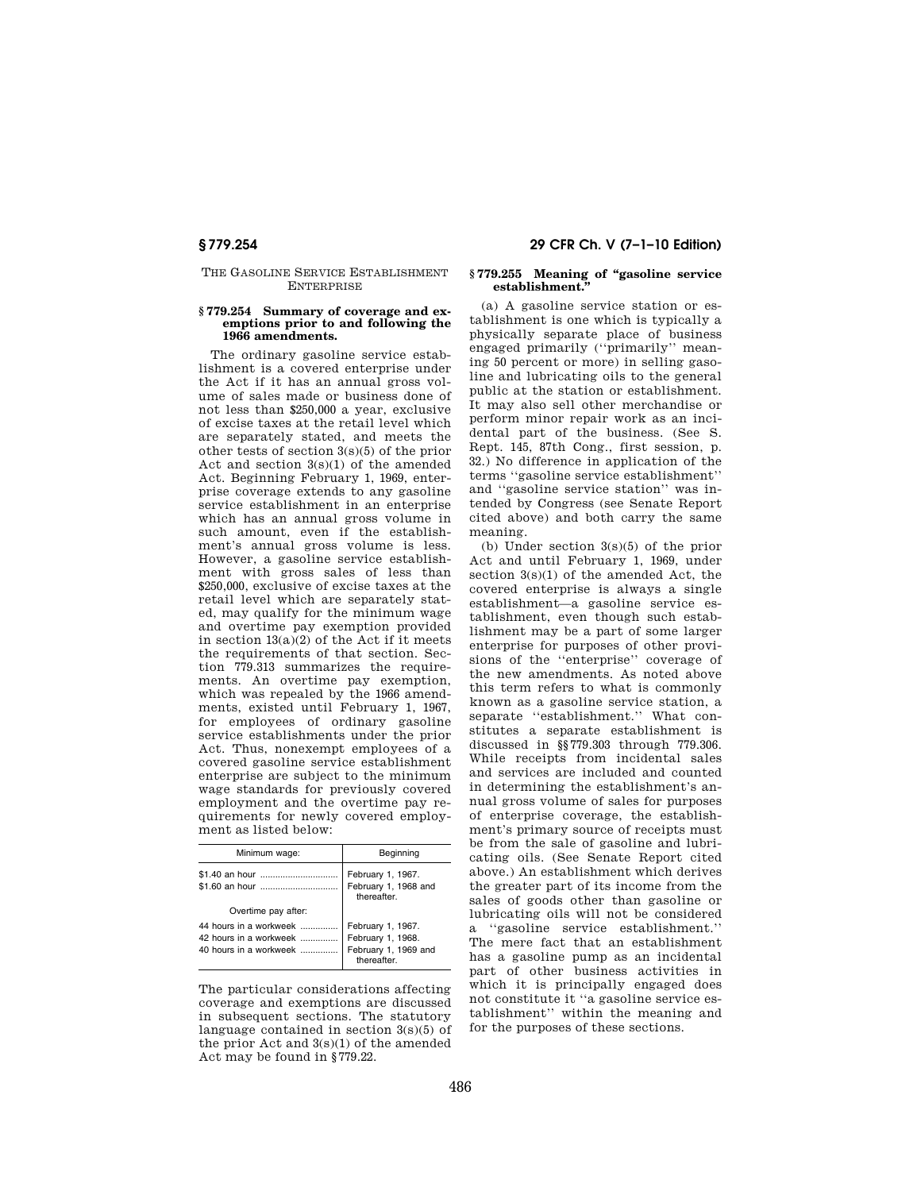THE GASOLINE SERVICE ESTABLISHMENT ENTERPRISE

### § 779.254 Summary of coverage and exemptions prior to and following the 1966 amendments.

The ordinary gasoline service establishment is a covered enterprise under the Act if it has an annual gross volume of sales made or business done of not less than $250,000 a year, exclusive of excise taxes at the retail level which are separately stated, and meets the other tests of section 3(s)(5) of the prior Act and section 3(s)(1) of the amended Act. Beginning February 1, 1969, enterprise coverage extends to any gasoline service establishment in an enterprise which has an annual gross volume in such amount, even if the establishment's annual gross volume is less. However, a gasoline service establishment with gross sales of less than $250,000, exclusive of excise taxes at the retail level which are separately stated, may qualify for the minimum wage and overtime pay exemption provided in section 13(a)(2) of the Act if it meets the requirements of that section. Section 779.313 summarizes the requirements. An overtime pay exemption, which was repealed by the 1966 amendments, existed until February 1, 1967, for employees of ordinary gasoline service establishments under the prior Act. Thus, nonexempt employees of a covered gasoline service establishment enterprise are subject to the minimum wage standards for previously covered employment and the overtime pay requirements for newly covered employment as listed below:

| Minimum wage: | Beginning |
|---|---|
| $1.40 an hour | February 1, 1967. |
| $1.60 an hour | February 1, 1968 and thereafter. |
| Overtime pay after: | |
| 44 hours in a workweek | February 1, 1967. |
| 42 hours in a workweek | February 1, 1968. |
| 40 hours in a workweek | February 1, 1969 and thereafter. |

The particular considerations affecting coverage and exemptions are discussed in subsequent sections. The statutory language contained in section 3(s)(5) of the prior Act and 3(s)(1) of the amended Act may be found in § 779.22.

### § 779.255 Meaning of "gasoline service establishment."

(a) A gasoline service station or establishment is one which is typically a physically separate place of business engaged primarily ("primarily" meaning 50 percent or more) in selling gasoline and lubricating oils to the general public at the station or establishment. It may also sell other merchandise or perform minor repair work as an incidental part of the business. (See S. Rept. 145, 87th Cong., first session, p. 32.) No difference in application of the terms "gasoline service establishment" and "gasoline service station" was intended by Congress (see Senate Report cited above) and both carry the same meaning.

(b) Under section 3(s)(5) of the prior Act and until February 1, 1969, under section 3(s)(1) of the amended Act, the covered enterprise is always a single establishment—a gasoline service establishment, even though such establishment may be a part of some larger enterprise for purposes of other provisions of the "enterprise" coverage of the new amendments. As noted above this term refers to what is commonly known as a gasoline service station, a separate "establishment." What constitutes a separate establishment is discussed in §§ 779.303 through 779.306. While receipts from incidental sales and services are included and counted in determining the establishment's annual gross volume of sales for purposes of enterprise coverage, the establishment's primary source of receipts must be from the sale of gasoline and lubricating oils. (See Senate Report cited above.) An establishment which derives the greater part of its income from the sales of goods other than gasoline or lubricating oils will not be considered a "gasoline service establishment." The mere fact that an establishment has a gasoline pump as an incidental part of other business activities in which it is principally engaged does not constitute it "a gasoline service establishment" within the meaning and for the purposes of these sections.